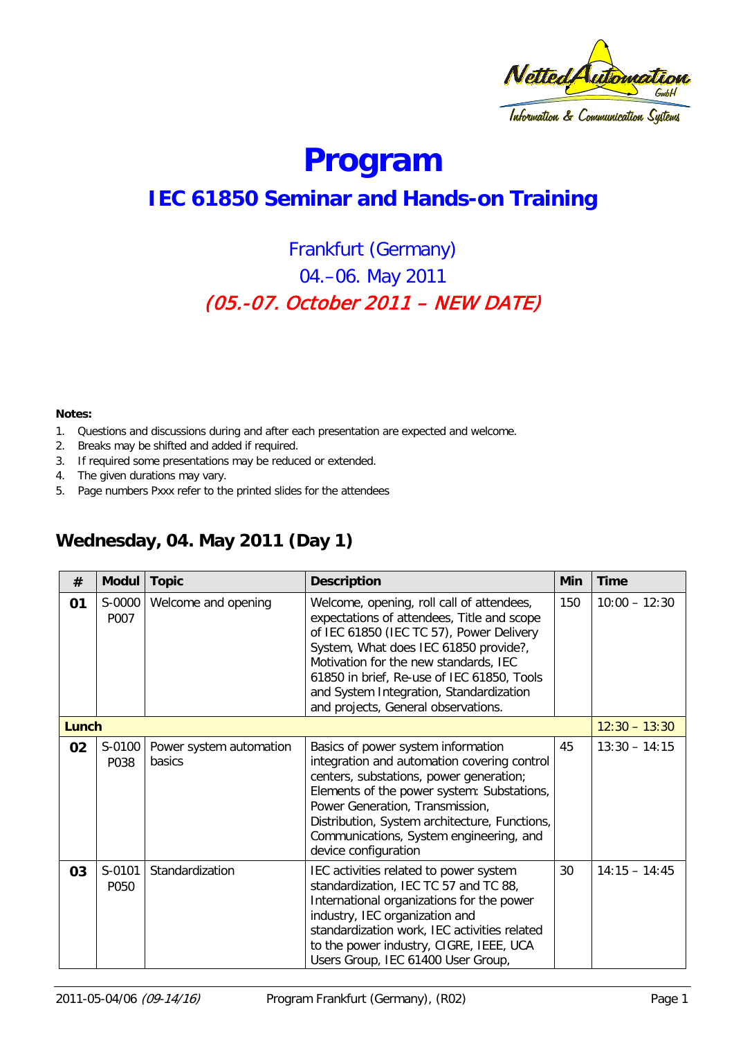# Program

## IEC 61850 Seminar and Hands-on Training

Frankfurt (Germany)

04.–06. May 2011

*(05.-07. October 2011 – NEW DATE)*

**Notes:**

1. Questions and discussions during and after each presentation are expected and welcome.
2. Breaks may be shifted and added if required.
3. If required some presentations may be reduced or extended.
4. The given durations may vary.
5. Page numbers Pxxx refer to the printed slides for the attendees

## Wednesday, 04. May 2011 (Day 1)

| # | Modul | Topic | Description | Min | Time |
|---|---|---|---|---|---|
| **01** | S-0000 P007 | Welcome and opening | Welcome, opening, roll call of attendees, expectations of attendees, Title and scope of IEC 61850 (IEC TC 57), Power Delivery System, What does IEC 61850 provide?, Motivation for the new standards, IEC 61850 in brief, Re-use of IEC 61850, Tools and System Integration, Standardization and projects, General observations. | 150 | 10:00 – 12:30 |
| **Lunch** | | | | | 12:30 – 13:30 |
| **02** | S-0100 P038 | Power system automation basics | Basics of power system information integration and automation covering control centers, substations, power generation; Elements of the power system: Substations, Power Generation, Transmission, Distribution, System architecture, Functions, Communications, System engineering, and device configuration | 45 | 13:30 – 14:15 |
| **03** | S-0101 P050 | Standardization | IEC activities related to power system standardization, IEC TC 57 and TC 88, International organizations for the power industry, IEC organization and standardization work, IEC activities related to the power industry, CIGRE, IEEE, UCA Users Group, IEC 61400 User Group, | 30 | 14:15 – 14:45 |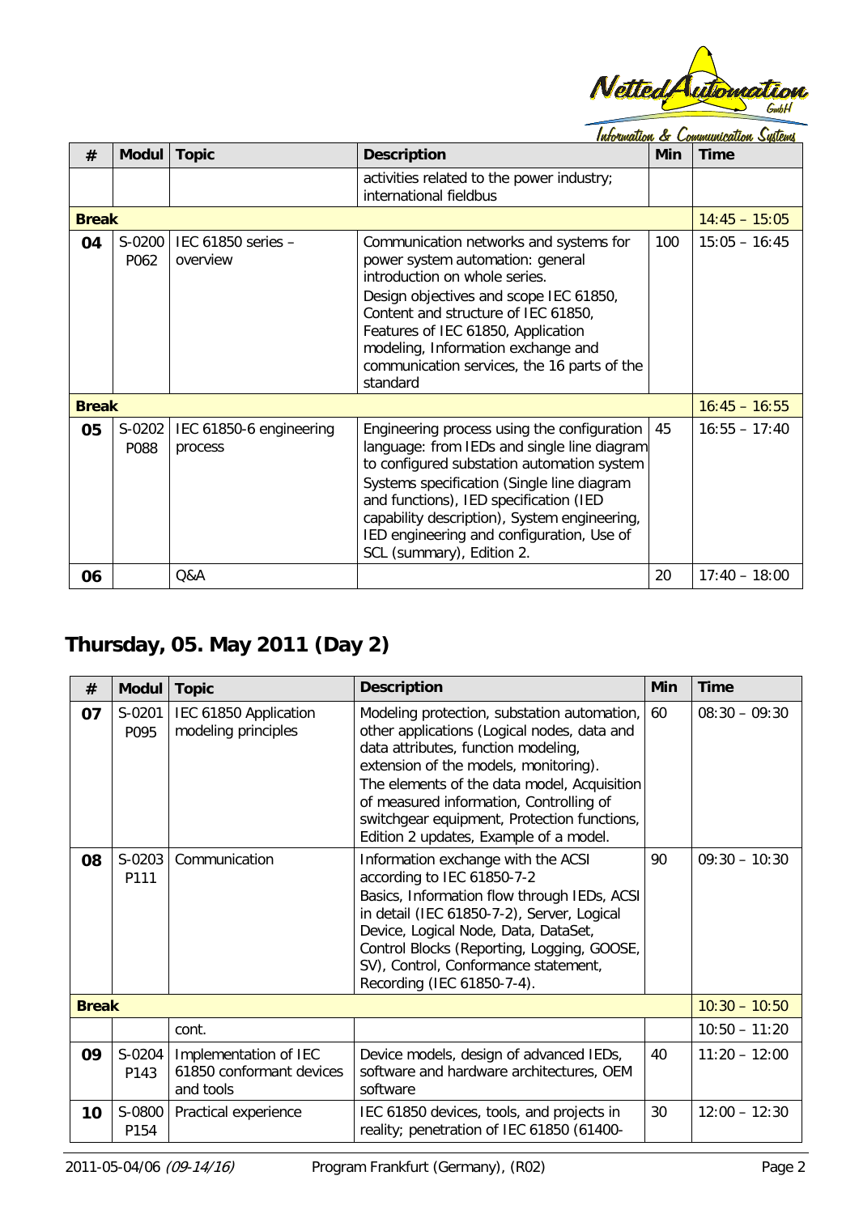| # | Modul | Topic | Description | Min | Time |
|---|---|---|---|---|---|
| | | | activities related to the power industry; international fieldbus | | |
| **Break** | | | | | 14:45 – 15:05 |
| **04** | S-0200 P062 | IEC 61850 series – overview | Communication networks and systems for power system automation: general introduction on whole series. Design objectives and scope IEC 61850, Content and structure of IEC 61850, Features of IEC 61850, Application modeling, Information exchange and communication services, the 16 parts of the standard | 100 | 15:05 – 16:45 |
| **Break** | | | | | 16:45 – 16:55 |
| **05** | S-0202 P088 | IEC 61850-6 engineering process | Engineering process using the configuration language: from IEDs and single line diagram to configured substation automation system Systems specification (Single line diagram and functions), IED specification (IED capability description), System engineering, IED engineering and configuration, Use of SCL (summary), Edition 2. | 45 | 16:55 – 17:40 |
| **06** | | Q&A | | 20 | 17:40 – 18:00 |

## Thursday, 05. May 2011 (Day 2)

| # | Modul | Topic | Description | Min | Time |
|---|---|---|---|---|---|
| **07** | S-0201 P095 | IEC 61850 Application modeling principles | Modeling protection, substation automation, other applications (Logical nodes, data and data attributes, function modeling, extension of the models, monitoring). The elements of the data model, Acquisition of measured information, Controlling of switchgear equipment, Protection functions, Edition 2 updates, Example of a model. | 60 | 08:30 – 09:30 |
| **08** | S-0203 P111 | Communication | Information exchange with the ACSI according to IEC 61850-7-2 Basics, Information flow through IEDs, ACSI in detail (IEC 61850-7-2), Server, Logical Device, Logical Node, Data, DataSet, Control Blocks (Reporting, Logging, GOOSE, SV), Control, Conformance statement, Recording (IEC 61850-7-4). | 90 | 09:30 – 10:30 |
| **Break** | | | | | 10:30 – 10:50 |
| | | cont. | | | 10:50 – 11:20 |
| **09** | S-0204 P143 | Implementation of IEC 61850 conformant devices and tools | Device models, design of advanced IEDs, software and hardware architectures, OEM software | 40 | 11:20 – 12:00 |
| **10** | S-0800 P154 | Practical experience | IEC 61850 devices, tools, and projects in reality; penetration of IEC 61850 (61400- | 30 | 12:00 – 12:30 |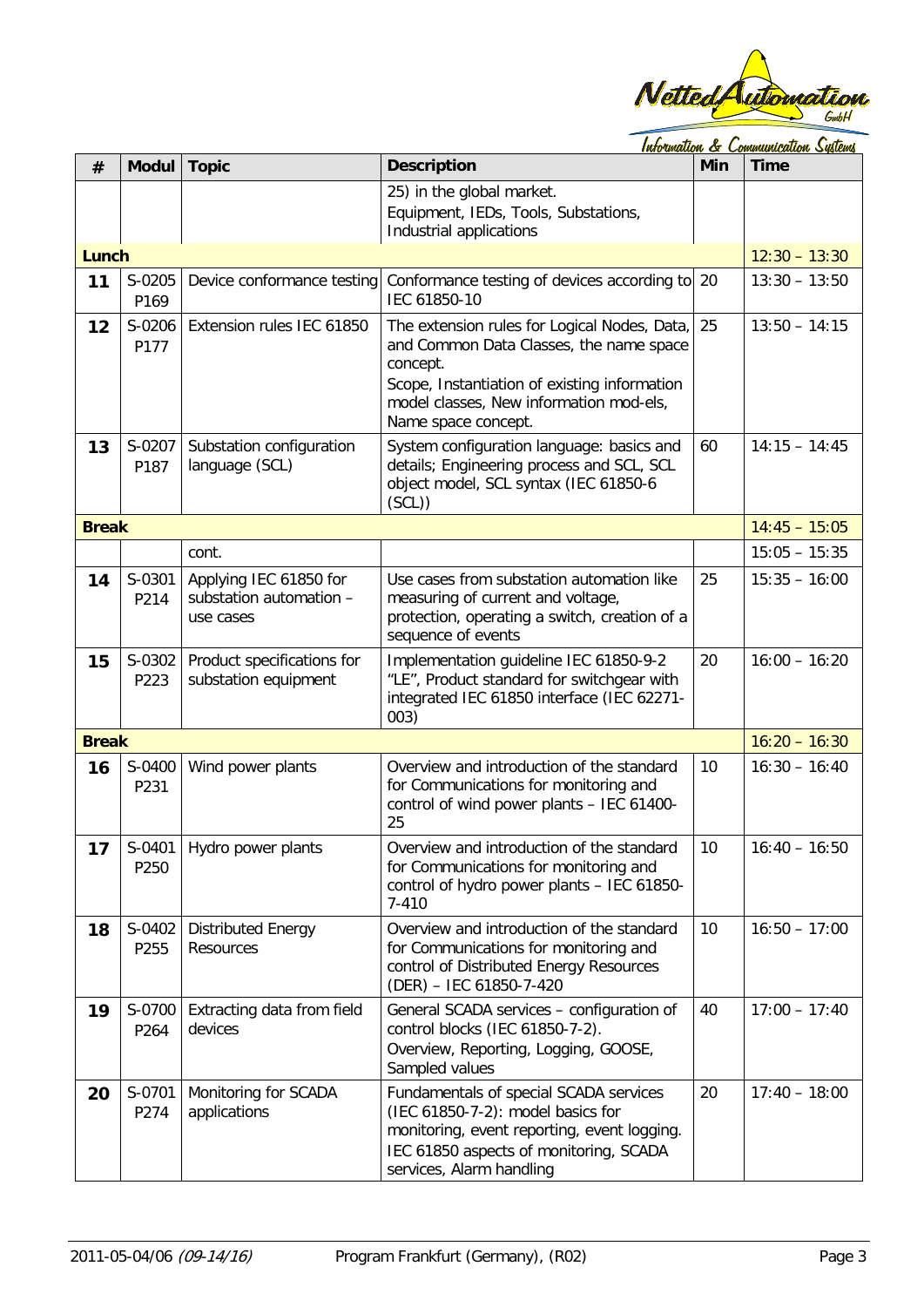| # | Modul | Topic | Description | Min | Time |
|---|---|---|---|---|---|
| | | | 25) in the global market.<br>Equipment, IEDs, Tools, Substations, Industrial applications | | |
| **Lunch** | | | | | 12:30 – 13:30 |
| **11** | S-0205<br>P169 | Device conformance testing | Conformance testing of devices according to IEC 61850-10 | 20 | 13:30 – 13:50 |
| **12** | S-0206<br>P177 | Extension rules IEC 61850 | The extension rules for Logical Nodes, Data, and Common Data Classes, the name space concept.<br>Scope, Instantiation of existing information model classes, New information mod-els, Name space concept. | 25 | 13:50 – 14:15 |
| **13** | S-0207<br>P187 | Substation configuration language (SCL) | System configuration language: basics and details; Engineering process and SCL, SCL object model, SCL syntax (IEC 61850-6 (SCL)) | 60 | 14:15 – 14:45 |
| **Break** | | | | | 14:45 – 15:05 |
| | | cont. | | | 15:05 – 15:35 |
| **14** | S-0301<br>P214 | Applying IEC 61850 for substation automation – use cases | Use cases from substation automation like measuring of current and voltage, protection, operating a switch, creation of a sequence of events | 25 | 15:35 – 16:00 |
| **15** | S-0302<br>P223 | Product specifications for substation equipment | Implementation guideline IEC 61850-9-2 "LE", Product standard for switchgear with integrated IEC 61850 interface (IEC 62271-003) | 20 | 16:00 – 16:20 |
| **Break** | | | | | 16:20 – 16:30 |
| **16** | S-0400<br>P231 | Wind power plants | Overview and introduction of the standard for Communications for monitoring and control of wind power plants – IEC 61400-25 | 10 | 16:30 – 16:40 |
| **17** | S-0401<br>P250 | Hydro power plants | Overview and introduction of the standard for Communications for monitoring and control of hydro power plants – IEC 61850-7-410 | 10 | 16:40 – 16:50 |
| **18** | S-0402<br>P255 | Distributed Energy Resources | Overview and introduction of the standard for Communications for monitoring and control of Distributed Energy Resources (DER) – IEC 61850-7-420 | 10 | 16:50 – 17:00 |
| **19** | S-0700<br>P264 | Extracting data from field devices | General SCADA services – configuration of control blocks (IEC 61850-7-2).<br>Overview, Reporting, Logging, GOOSE, Sampled values | 40 | 17:00 – 17:40 |
| **20** | S-0701<br>P274 | Monitoring for SCADA applications | Fundamentals of special SCADA services (IEC 61850-7-2): model basics for monitoring, event reporting, event logging.<br>IEC 61850 aspects of monitoring, SCADA services, Alarm handling | 20 | 17:40 – 18:00 |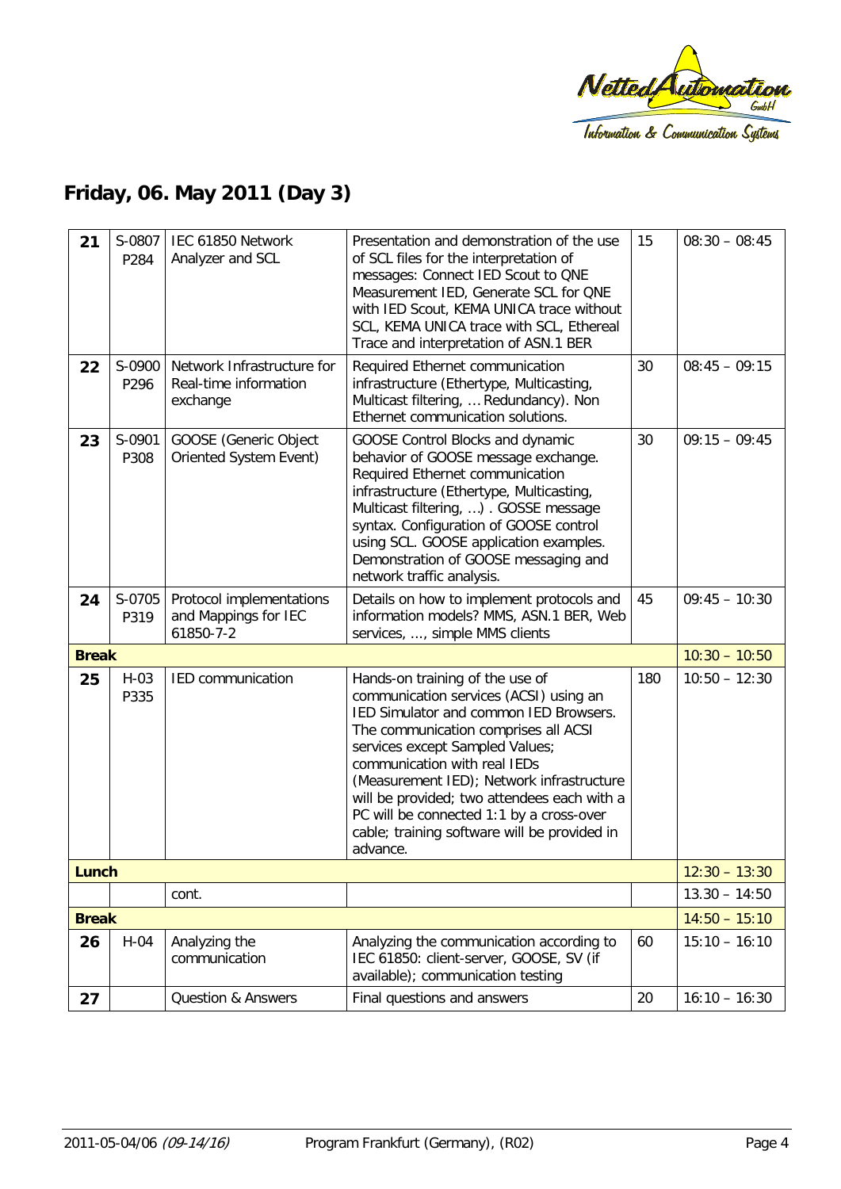## Friday, 06. May 2011 (Day 3)

| | | | | | |
|---|---|---|---|---|---|
| **21** | S-0807 P284 | IEC 61850 Network Analyzer and SCL | Presentation and demonstration of the use of SCL files for the interpretation of messages: Connect IED Scout to QNE Measurement IED, Generate SCL for QNE with IED Scout, KEMA UNICA trace without SCL, KEMA UNICA trace with SCL, Ethereal Trace and interpretation of ASN.1 BER | 15 | 08:30 – 08:45 |
| **22** | S-0900 P296 | Network Infrastructure for Real-time information exchange | Required Ethernet communication infrastructure (Ethertype, Multicasting, Multicast filtering, … Redundancy). Non Ethernet communication solutions. | 30 | 08:45 – 09:15 |
| **23** | S-0901 P308 | GOOSE (Generic Object Oriented System Event) | GOOSE Control Blocks and dynamic behavior of GOOSE message exchange. Required Ethernet communication infrastructure (Ethertype, Multicasting, Multicast filtering, …) . GOSSE message syntax. Configuration of GOOSE control using SCL. GOOSE application examples. Demonstration of GOOSE messaging and network traffic analysis. | 30 | 09:15 – 09:45 |
| **24** | S-0705 P319 | Protocol implementations and Mappings for IEC 61850-7-2 | Details on how to implement protocols and information models? MMS, ASN.1 BER, Web services, …, simple MMS clients | 45 | 09:45 – 10:30 |
| **Break** | | | | | 10:30 – 10:50 |
| **25** | H-03 P335 | IED communication | Hands-on training of the use of communication services (ACSI) using an IED Simulator and common IED Browsers. The communication comprises all ACSI services except Sampled Values; communication with real IEDs (Measurement IED); Network infrastructure will be provided; two attendees each with a PC will be connected 1:1 by a cross-over cable; training software will be provided in advance. | 180 | 10:50 – 12:30 |
| **Lunch** | | | | | 12:30 – 13:30 |
| | | cont. | | | 13.30 – 14:50 |
| **Break** | | | | | 14:50 – 15:10 |
| **26** | H-04 | Analyzing the communication | Analyzing the communication according to IEC 61850: client-server, GOOSE, SV (if available); communication testing | 60 | 15:10 – 16:10 |
| **27** | | Question & Answers | Final questions and answers | 20 | 16:10 – 16:30 |